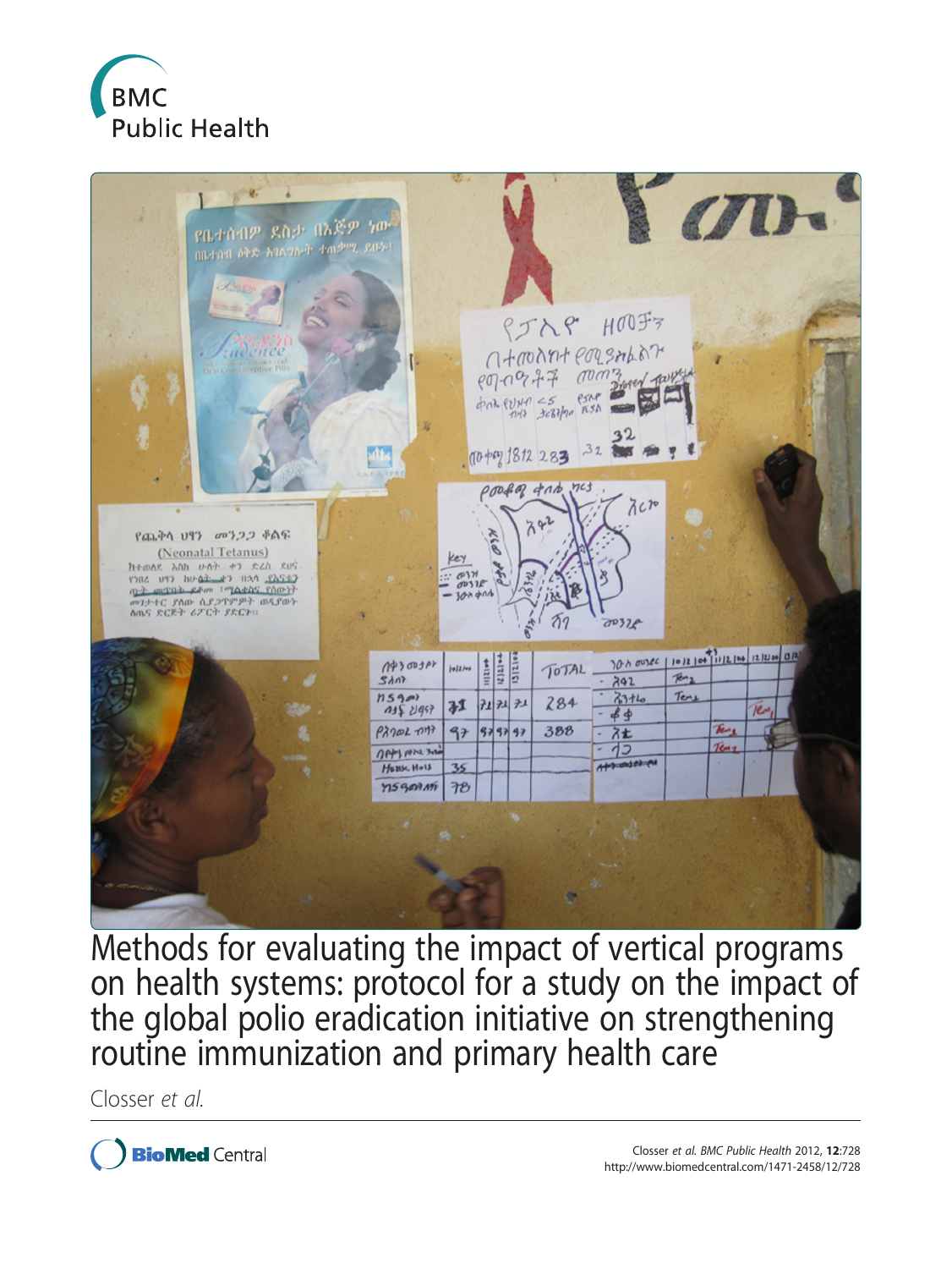# Methods for evaluating the impact of vertical programs on health systems: protocol for a study on the impact of the global polio eradication initiative on strengthening routine immunization and primary health care

Closser *et al.*

Closser *et al. BMC Public Health* 2012, **12**:728
http://www.biomedcentral.com/1471-2458/12/728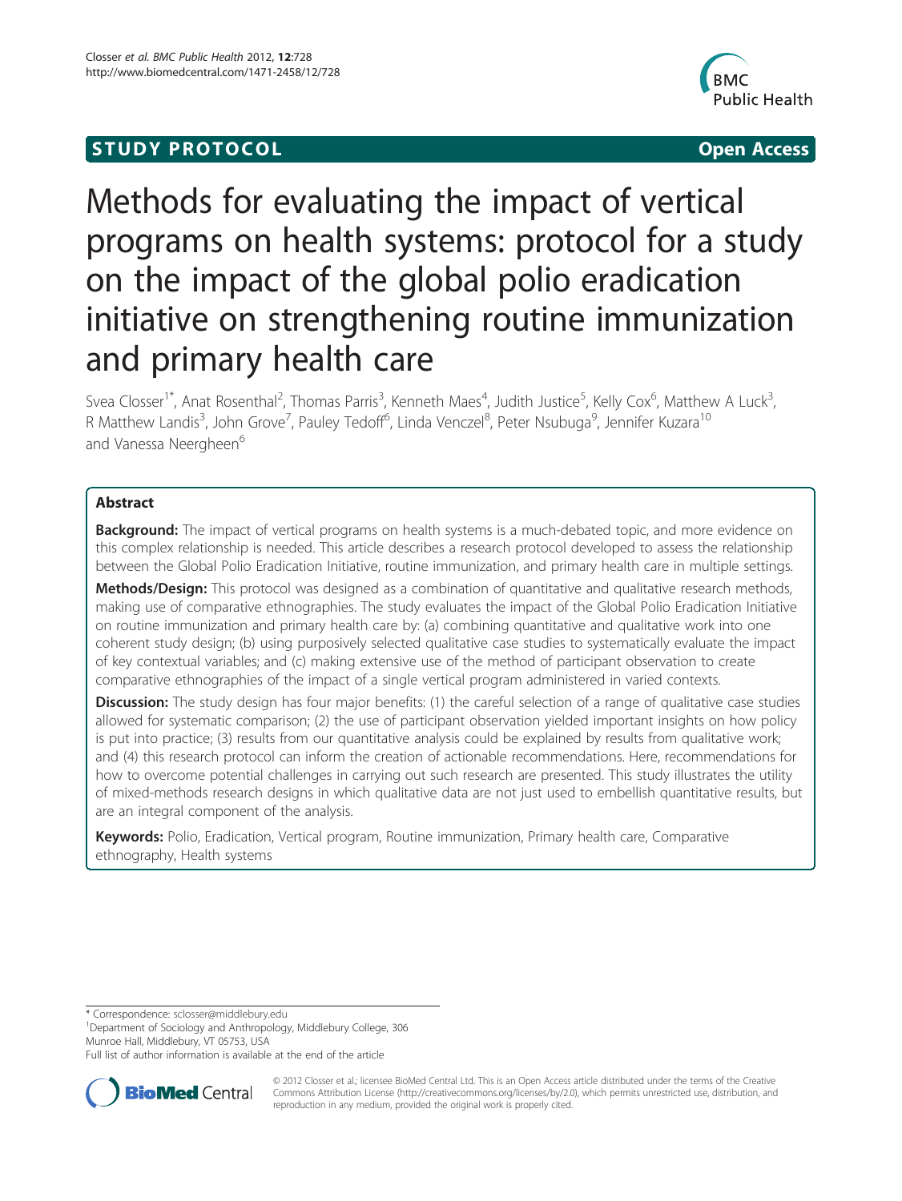# Methods for evaluating the impact of vertical programs on health systems: protocol for a study on the impact of the global polio eradication initiative on strengthening routine immunization and primary health care

Svea Closser[1*], Anat Rosenthal[2], Thomas Parris[3], Kenneth Maes[4], Judith Justice[5], Kelly Cox[6], Matthew A Luck[3], R Matthew Landis[3], John Grove[7], Pauley Tedoff[6], Linda Venczel[8], Peter Nsubuga[9], Jennifer Kuzara[10] and Vanessa Neergheen[6]

## Abstract

**Background:** The impact of vertical programs on health systems is a much-debated topic, and more evidence on this complex relationship is needed. This article describes a research protocol developed to assess the relationship between the Global Polio Eradication Initiative, routine immunization, and primary health care in multiple settings.

**Methods/Design:** This protocol was designed as a combination of quantitative and qualitative research methods, making use of comparative ethnographies. The study evaluates the impact of the Global Polio Eradication Initiative on routine immunization and primary health care by: (a) combining quantitative and qualitative work into one coherent study design; (b) using purposively selected qualitative case studies to systematically evaluate the impact of key contextual variables; and (c) making extensive use of the method of participant observation to create comparative ethnographies of the impact of a single vertical program administered in varied contexts.

**Discussion:** The study design has four major benefits: (1) the careful selection of a range of qualitative case studies allowed for systematic comparison; (2) the use of participant observation yielded important insights on how policy is put into practice; (3) results from our quantitative analysis could be explained by results from qualitative work; and (4) this research protocol can inform the creation of actionable recommendations. Here, recommendations for how to overcome potential challenges in carrying out such research are presented. This study illustrates the utility of mixed-methods research designs in which qualitative data are not just used to embellish quantitative results, but are an integral component of the analysis.

**Keywords:** Polio, Eradication, Vertical program, Routine immunization, Primary health care, Comparative ethnography, Health systems

\* Correspondence: sclosser@middlebury.edu
[1]Department of Sociology and Anthropology, Middlebury College, 306 Munroe Hall, Middlebury, VT 05753, USA
Full list of author information is available at the end of the article

© 2012 Closser et al.; licensee BioMed Central Ltd. This is an Open Access article distributed under the terms of the Creative Commons Attribution License (http://creativecommons.org/licenses/by/2.0), which permits unrestricted use, distribution, and reproduction in any medium, provided the original work is properly cited.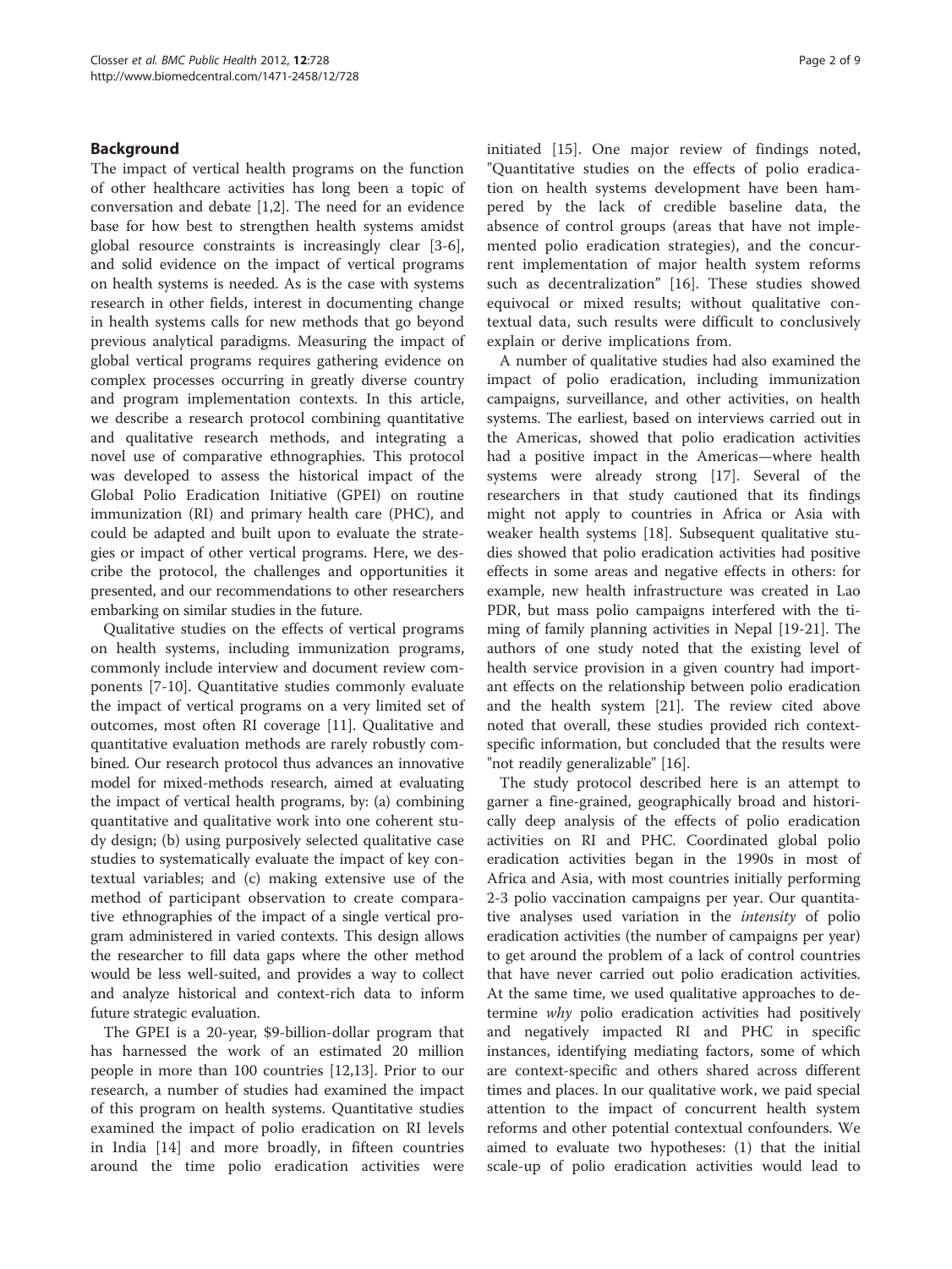## Background

The impact of vertical health programs on the function of other healthcare activities has long been a topic of conversation and debate [1,2]. The need for an evidence base for how best to strengthen health systems amidst global resource constraints is increasingly clear [3-6], and solid evidence on the impact of vertical programs on health systems is needed. As is the case with systems research in other fields, interest in documenting change in health systems calls for new methods that go beyond previous analytical paradigms. Measuring the impact of global vertical programs requires gathering evidence on complex processes occurring in greatly diverse country and program implementation contexts. In this article, we describe a research protocol combining quantitative and qualitative research methods, and integrating a novel use of comparative ethnographies. This protocol was developed to assess the historical impact of the Global Polio Eradication Initiative (GPEI) on routine immunization (RI) and primary health care (PHC), and could be adapted and built upon to evaluate the strategies or impact of other vertical programs. Here, we describe the protocol, the challenges and opportunities it presented, and our recommendations to other researchers embarking on similar studies in the future.

Qualitative studies on the effects of vertical programs on health systems, including immunization programs, commonly include interview and document review components [7-10]. Quantitative studies commonly evaluate the impact of vertical programs on a very limited set of outcomes, most often RI coverage [11]. Qualitative and quantitative evaluation methods are rarely robustly combined. Our research protocol thus advances an innovative model for mixed-methods research, aimed at evaluating the impact of vertical health programs, by: (a) combining quantitative and qualitative work into one coherent study design; (b) using purposively selected qualitative case studies to systematically evaluate the impact of key contextual variables; and (c) making extensive use of the method of participant observation to create comparative ethnographies of the impact of a single vertical program administered in varied contexts. This design allows the researcher to fill data gaps where the other method would be less well-suited, and provides a way to collect and analyze historical and context-rich data to inform future strategic evaluation.

The GPEI is a 20-year, $9-billion-dollar program that has harnessed the work of an estimated 20 million people in more than 100 countries [12,13]. Prior to our research, a number of studies had examined the impact of this program on health systems. Quantitative studies examined the impact of polio eradication on RI levels in India [14] and more broadly, in fifteen countries around the time polio eradication activities were initiated [15]. One major review of findings noted, "Quantitative studies on the effects of polio eradication on health systems development have been hampered by the lack of credible baseline data, the absence of control groups (areas that have not implemented polio eradication strategies), and the concurrent implementation of major health system reforms such as decentralization" [16]. These studies showed equivocal or mixed results; without qualitative contextual data, such results were difficult to conclusively explain or derive implications from.

A number of qualitative studies had also examined the impact of polio eradication, including immunization campaigns, surveillance, and other activities, on health systems. The earliest, based on interviews carried out in the Americas, showed that polio eradication activities had a positive impact in the Americas—where health systems were already strong [17]. Several of the researchers in that study cautioned that its findings might not apply to countries in Africa or Asia with weaker health systems [18]. Subsequent qualitative studies showed that polio eradication activities had positive effects in some areas and negative effects in others: for example, new health infrastructure was created in Lao PDR, but mass polio campaigns interfered with the timing of family planning activities in Nepal [19-21]. The authors of one study noted that the existing level of health service provision in a given country had important effects on the relationship between polio eradication and the health system [21]. The review cited above noted that overall, these studies provided rich context-specific information, but concluded that the results were "not readily generalizable" [16].

The study protocol described here is an attempt to garner a fine-grained, geographically broad and historically deep analysis of the effects of polio eradication activities on RI and PHC. Coordinated global polio eradication activities began in the 1990s in most of Africa and Asia, with most countries initially performing 2-3 polio vaccination campaigns per year. Our quantitative analyses used variation in the *intensity* of polio eradication activities (the number of campaigns per year) to get around the problem of a lack of control countries that have never carried out polio eradication activities. At the same time, we used qualitative approaches to determine *why* polio eradication activities had positively and negatively impacted RI and PHC in specific instances, identifying mediating factors, some of which are context-specific and others shared across different times and places. In our qualitative work, we paid special attention to the impact of concurrent health system reforms and other potential contextual confounders. We aimed to evaluate two hypotheses: (1) that the initial scale-up of polio eradication activities would lead to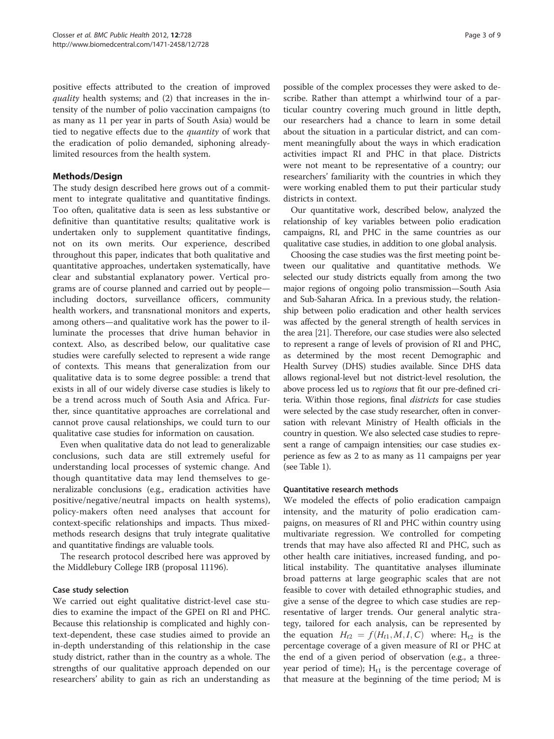positive effects attributed to the creation of improved *quality* health systems; and (2) that increases in the intensity of the number of polio vaccination campaigns (to as many as 11 per year in parts of South Asia) would be tied to negative effects due to the *quantity* of work that the eradication of polio demanded, siphoning already-limited resources from the health system.

## Methods/Design

The study design described here grows out of a commitment to integrate qualitative and quantitative findings. Too often, qualitative data is seen as less substantive or definitive than quantitative results; qualitative work is undertaken only to supplement quantitative findings, not on its own merits. Our experience, described throughout this paper, indicates that both qualitative and quantitative approaches, undertaken systematically, have clear and substantial explanatory power. Vertical programs are of course planned and carried out by people—including doctors, surveillance officers, community health workers, and transnational monitors and experts, among others—and qualitative work has the power to illuminate the processes that drive human behavior in context. Also, as described below, our qualitative case studies were carefully selected to represent a wide range of contexts. This means that generalization from our qualitative data is to some degree possible: a trend that exists in all of our widely diverse case studies is likely to be a trend across much of South Asia and Africa. Further, since quantitative approaches are correlational and cannot prove causal relationships, we could turn to our qualitative case studies for information on causation.

Even when qualitative data do not lead to generalizable conclusions, such data are still extremely useful for understanding local processes of systemic change. And though quantitative data may lend themselves to generalizable conclusions (e.g., eradication activities have positive/negative/neutral impacts on health systems), policy-makers often need analyses that account for context-specific relationships and impacts. Thus mixed-methods research designs that truly integrate qualitative and quantitative findings are valuable tools.

The research protocol described here was approved by the Middlebury College IRB (proposal 11196).

### Case study selection

We carried out eight qualitative district-level case studies to examine the impact of the GPEI on RI and PHC. Because this relationship is complicated and highly context-dependent, these case studies aimed to provide an in-depth understanding of this relationship in the case study district, rather than in the country as a whole. The strengths of our qualitative approach depended on our researchers' ability to gain as rich an understanding as possible of the complex processes they were asked to describe. Rather than attempt a whirlwind tour of a particular country covering much ground in little depth, our researchers had a chance to learn in some detail about the situation in a particular district, and can comment meaningfully about the ways in which eradication activities impact RI and PHC in that place. Districts were not meant to be representative of a country; our researchers' familiarity with the countries in which they were working enabled them to put their particular study districts in context.

Our quantitative work, described below, analyzed the relationship of key variables between polio eradication campaigns, RI, and PHC in the same countries as our qualitative case studies, in addition to one global analysis.

Choosing the case studies was the first meeting point between our qualitative and quantitative methods. We selected our study districts equally from among the two major regions of ongoing polio transmission—South Asia and Sub-Saharan Africa. In a previous study, the relationship between polio eradication and other health services was affected by the general strength of health services in the area [21]. Therefore, our case studies were also selected to represent a range of levels of provision of RI and PHC, as determined by the most recent Demographic and Health Survey (DHS) studies available. Since DHS data allows regional-level but not district-level resolution, the above process led us to *regions* that fit our pre-defined criteria. Within those regions, final *districts* for case studies were selected by the case study researcher, often in conversation with relevant Ministry of Health officials in the country in question. We also selected case studies to represent a range of campaign intensities; our case studies experience as few as 2 to as many as 11 campaigns per year (see Table 1).

### Quantitative research methods

We modeled the effects of polio eradication campaign intensity, and the maturity of polio eradication campaigns, on measures of RI and PHC within country using multivariate regression. We controlled for competing trends that may have also affected RI and PHC, such as other health care initiatives, increased funding, and political instability. The quantitative analyses illuminate broad patterns at large geographic scales that are not feasible to cover with detailed ethnographic studies, and give a sense of the degree to which case studies are representative of larger trends. Our general analytic strategy, tailored for each analysis, can be represented by the equation $H_{t2} = f(H_{t1}, M, I, C)$ where: $H_{t2}$ is the percentage coverage of a given measure of RI or PHC at the end of a given period of observation (e.g., a three-year period of time); $H_{t1}$ is the percentage coverage of that measure at the beginning of the time period; M is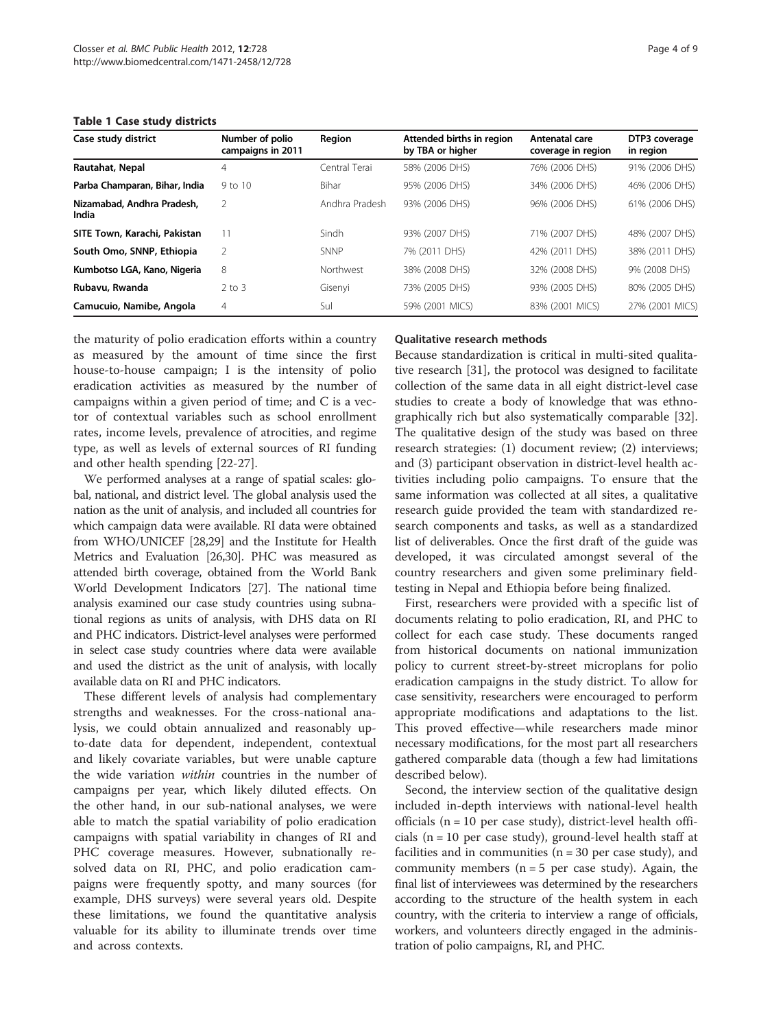**Table 1 Case study districts**

| Case study district | Number of polio campaigns in 2011 | Region | Attended births in region by TBA or higher | Antenatal care coverage in region | DTP3 coverage in region |
| --- | --- | --- | --- | --- | --- |
| **Rautahat, Nepal** | 4 | Central Terai | 58% (2006 DHS) | 76% (2006 DHS) | 91% (2006 DHS) |
| **Parba Champaran, Bihar, India** | 9 to 10 | Bihar | 95% (2006 DHS) | 34% (2006 DHS) | 46% (2006 DHS) |
| **Nizamabad, Andhra Pradesh, India** | 2 | Andhra Pradesh | 93% (2006 DHS) | 96% (2006 DHS) | 61% (2006 DHS) |
| **SITE Town, Karachi, Pakistan** | 11 | Sindh | 93% (2007 DHS) | 71% (2007 DHS) | 48% (2007 DHS) |
| **South Omo, SNNP, Ethiopia** | 2 | SNNP | 7% (2011 DHS) | 42% (2011 DHS) | 38% (2011 DHS) |
| **Kumbotso LGA, Kano, Nigeria** | 8 | Northwest | 38% (2008 DHS) | 32% (2008 DHS) | 9% (2008 DHS) |
| **Rubavu, Rwanda** | 2 to 3 | Gisenyi | 73% (2005 DHS) | 93% (2005 DHS) | 80% (2005 DHS) |
| **Camucuio, Namibe, Angola** | 4 | Sul | 59% (2001 MICS) | 83% (2001 MICS) | 27% (2001 MICS) |

the maturity of polio eradication efforts within a country as measured by the amount of time since the first house-to-house campaign; I is the intensity of polio eradication activities as measured by the number of campaigns within a given period of time; and C is a vector of contextual variables such as school enrollment rates, income levels, prevalence of atrocities, and regime type, as well as levels of external sources of RI funding and other health spending [22-27].

We performed analyses at a range of spatial scales: global, national, and district level. The global analysis used the nation as the unit of analysis, and included all countries for which campaign data were available. RI data were obtained from WHO/UNICEF [28,29] and the Institute for Health Metrics and Evaluation [26,30]. PHC was measured as attended birth coverage, obtained from the World Bank World Development Indicators [27]. The national time analysis examined our case study countries using subnational regions as units of analysis, with DHS data on RI and PHC indicators. District-level analyses were performed in select case study countries where data were available and used the district as the unit of analysis, with locally available data on RI and PHC indicators.

These different levels of analysis had complementary strengths and weaknesses. For the cross-national analysis, we could obtain annualized and reasonably up-to-date data for dependent, independent, contextual and likely covariate variables, but were unable capture the wide variation *within* countries in the number of campaigns per year, which likely diluted effects. On the other hand, in our sub-national analyses, we were able to match the spatial variability of polio eradication campaigns with spatial variability in changes of RI and PHC coverage measures. However, subnationally resolved data on RI, PHC, and polio eradication campaigns were frequently spotty, and many sources (for example, DHS surveys) were several years old. Despite these limitations, we found the quantitative analysis valuable for its ability to illuminate trends over time and across contexts.

### Qualitative research methods

Because standardization is critical in multi-sited qualitative research [31], the protocol was designed to facilitate collection of the same data in all eight district-level case studies to create a body of knowledge that was ethnographically rich but also systematically comparable [32]. The qualitative design of the study was based on three research strategies: (1) document review; (2) interviews; and (3) participant observation in district-level health activities including polio campaigns. To ensure that the same information was collected at all sites, a qualitative research guide provided the team with standardized research components and tasks, as well as a standardized list of deliverables. Once the first draft of the guide was developed, it was circulated amongst several of the country researchers and given some preliminary field-testing in Nepal and Ethiopia before being finalized.

First, researchers were provided with a specific list of documents relating to polio eradication, RI, and PHC to collect for each case study. These documents ranged from historical documents on national immunization policy to current street-by-street microplans for polio eradication campaigns in the study district. To allow for case sensitivity, researchers were encouraged to perform appropriate modifications and adaptations to the list. This proved effective—while researchers made minor necessary modifications, for the most part all researchers gathered comparable data (though a few had limitations described below).

Second, the interview section of the qualitative design included in-depth interviews with national-level health officials (n = 10 per case study), district-level health officials (n = 10 per case study), ground-level health staff at facilities and in communities (n = 30 per case study), and community members (n = 5 per case study). Again, the final list of interviewees was determined by the researchers according to the structure of the health system in each country, with the criteria to interview a range of officials, workers, and volunteers directly engaged in the administration of polio campaigns, RI, and PHC.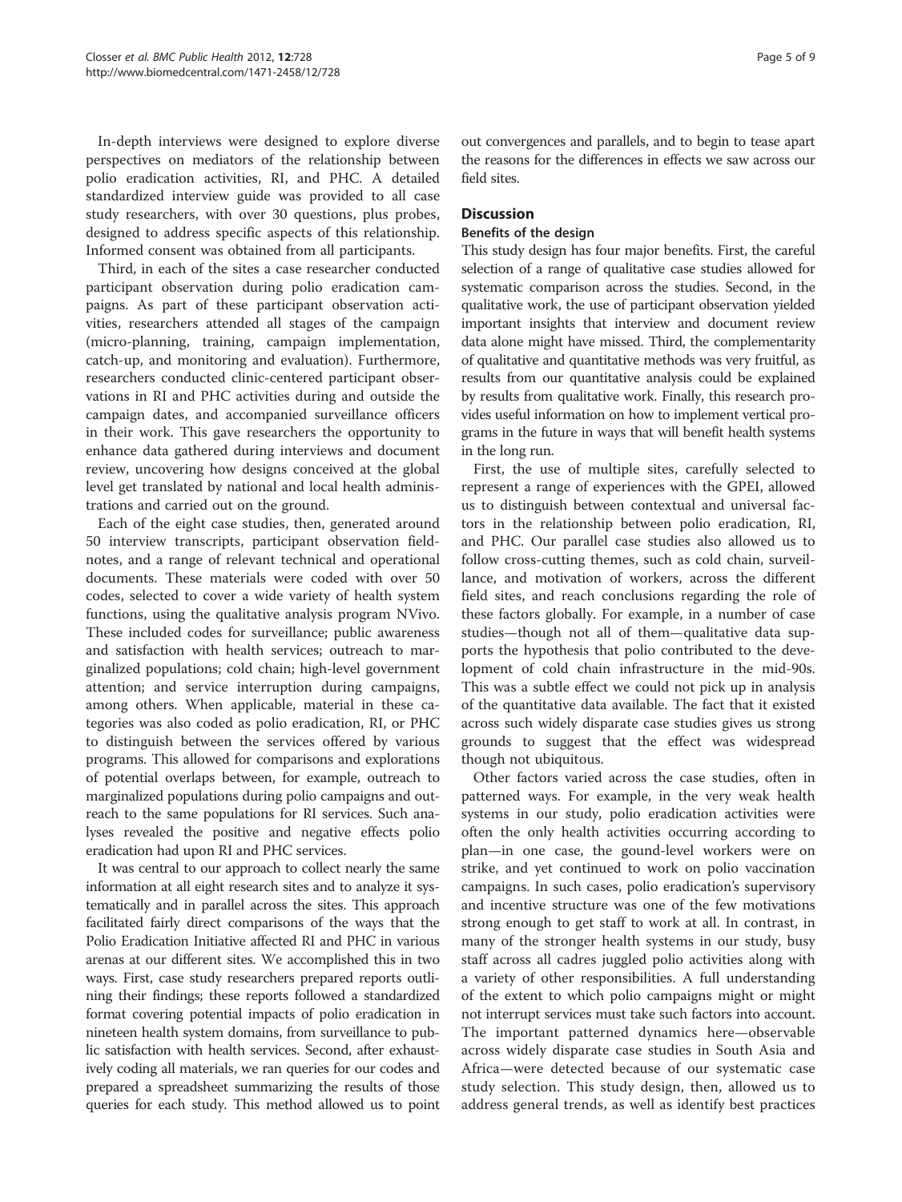In-depth interviews were designed to explore diverse perspectives on mediators of the relationship between polio eradication activities, RI, and PHC. A detailed standardized interview guide was provided to all case study researchers, with over 30 questions, plus probes, designed to address specific aspects of this relationship. Informed consent was obtained from all participants.

Third, in each of the sites a case researcher conducted participant observation during polio eradication campaigns. As part of these participant observation activities, researchers attended all stages of the campaign (micro-planning, training, campaign implementation, catch-up, and monitoring and evaluation). Furthermore, researchers conducted clinic-centered participant observations in RI and PHC activities during and outside the campaign dates, and accompanied surveillance officers in their work. This gave researchers the opportunity to enhance data gathered during interviews and document review, uncovering how designs conceived at the global level get translated by national and local health administrations and carried out on the ground.

Each of the eight case studies, then, generated around 50 interview transcripts, participant observation fieldnotes, and a range of relevant technical and operational documents. These materials were coded with over 50 codes, selected to cover a wide variety of health system functions, using the qualitative analysis program NVivo. These included codes for surveillance; public awareness and satisfaction with health services; outreach to marginalized populations; cold chain; high-level government attention; and service interruption during campaigns, among others. When applicable, material in these categories was also coded as polio eradication, RI, or PHC to distinguish between the services offered by various programs. This allowed for comparisons and explorations of potential overlaps between, for example, outreach to marginalized populations during polio campaigns and outreach to the same populations for RI services. Such analyses revealed the positive and negative effects polio eradication had upon RI and PHC services.

It was central to our approach to collect nearly the same information at all eight research sites and to analyze it systematically and in parallel across the sites. This approach facilitated fairly direct comparisons of the ways that the Polio Eradication Initiative affected RI and PHC in various arenas at our different sites. We accomplished this in two ways. First, case study researchers prepared reports outlining their findings; these reports followed a standardized format covering potential impacts of polio eradication in nineteen health system domains, from surveillance to public satisfaction with health services. Second, after exhaustively coding all materials, we ran queries for our codes and prepared a spreadsheet summarizing the results of those queries for each study. This method allowed us to point out convergences and parallels, and to begin to tease apart the reasons for the differences in effects we saw across our field sites.

## Discussion

### Benefits of the design

This study design has four major benefits. First, the careful selection of a range of qualitative case studies allowed for systematic comparison across the studies. Second, in the qualitative work, the use of participant observation yielded important insights that interview and document review data alone might have missed. Third, the complementarity of qualitative and quantitative methods was very fruitful, as results from our quantitative analysis could be explained by results from qualitative work. Finally, this research provides useful information on how to implement vertical programs in the future in ways that will benefit health systems in the long run.

First, the use of multiple sites, carefully selected to represent a range of experiences with the GPEI, allowed us to distinguish between contextual and universal factors in the relationship between polio eradication, RI, and PHC. Our parallel case studies also allowed us to follow cross-cutting themes, such as cold chain, surveillance, and motivation of workers, across the different field sites, and reach conclusions regarding the role of these factors globally. For example, in a number of case studies—though not all of them—qualitative data supports the hypothesis that polio contributed to the development of cold chain infrastructure in the mid-90s. This was a subtle effect we could not pick up in analysis of the quantitative data available. The fact that it existed across such widely disparate case studies gives us strong grounds to suggest that the effect was widespread though not ubiquitous.

Other factors varied across the case studies, often in patterned ways. For example, in the very weak health systems in our study, polio eradication activities were often the only health activities occurring according to plan—in one case, the gound-level workers were on strike, and yet continued to work on polio vaccination campaigns. In such cases, polio eradication's supervisory and incentive structure was one of the few motivations strong enough to get staff to work at all. In contrast, in many of the stronger health systems in our study, busy staff across all cadres juggled polio activities along with a variety of other responsibilities. A full understanding of the extent to which polio campaigns might or might not interrupt services must take such factors into account. The important patterned dynamics here—observable across widely disparate case studies in South Asia and Africa—were detected because of our systematic case study selection. This study design, then, allowed us to address general trends, as well as identify best practices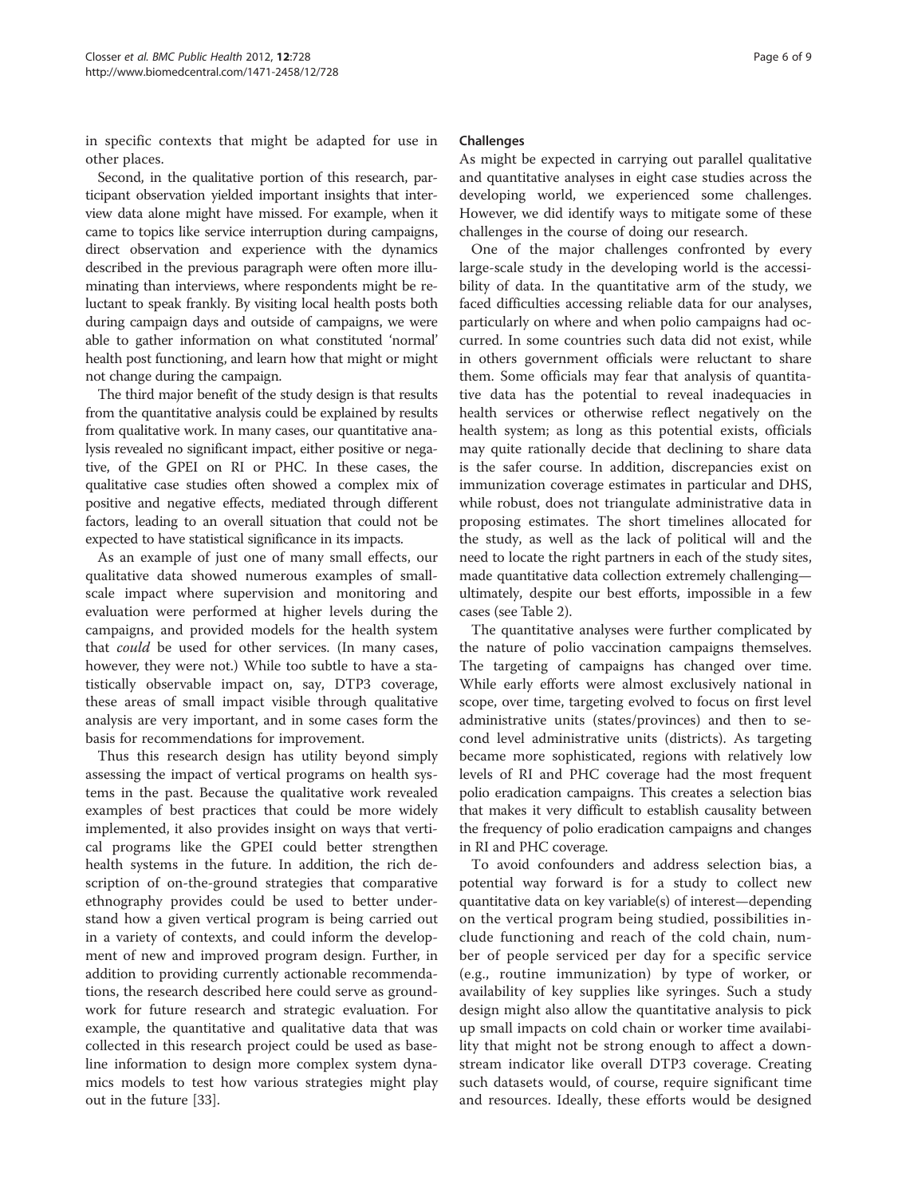in specific contexts that might be adapted for use in other places.

Second, in the qualitative portion of this research, participant observation yielded important insights that interview data alone might have missed. For example, when it came to topics like service interruption during campaigns, direct observation and experience with the dynamics described in the previous paragraph were often more illuminating than interviews, where respondents might be reluctant to speak frankly. By visiting local health posts both during campaign days and outside of campaigns, we were able to gather information on what constituted 'normal' health post functioning, and learn how that might or might not change during the campaign.

The third major benefit of the study design is that results from the quantitative analysis could be explained by results from qualitative work. In many cases, our quantitative analysis revealed no significant impact, either positive or negative, of the GPEI on RI or PHC. In these cases, the qualitative case studies often showed a complex mix of positive and negative effects, mediated through different factors, leading to an overall situation that could not be expected to have statistical significance in its impacts.

As an example of just one of many small effects, our qualitative data showed numerous examples of small-scale impact where supervision and monitoring and evaluation were performed at higher levels during the campaigns, and provided models for the health system that *could* be used for other services. (In many cases, however, they were not.) While too subtle to have a statistically observable impact on, say, DTP3 coverage, these areas of small impact visible through qualitative analysis are very important, and in some cases form the basis for recommendations for improvement.

Thus this research design has utility beyond simply assessing the impact of vertical programs on health systems in the past. Because the qualitative work revealed examples of best practices that could be more widely implemented, it also provides insight on ways that vertical programs like the GPEI could better strengthen health systems in the future. In addition, the rich description of on-the-ground strategies that comparative ethnography provides could be used to better understand how a given vertical program is being carried out in a variety of contexts, and could inform the development of new and improved program design. Further, in addition to providing currently actionable recommendations, the research described here could serve as groundwork for future research and strategic evaluation. For example, the quantitative and qualitative data that was collected in this research project could be used as baseline information to design more complex system dynamics models to test how various strategies might play out in the future [33].

### Challenges

As might be expected in carrying out parallel qualitative and quantitative analyses in eight case studies across the developing world, we experienced some challenges. However, we did identify ways to mitigate some of these challenges in the course of doing our research.

One of the major challenges confronted by every large-scale study in the developing world is the accessibility of data. In the quantitative arm of the study, we faced difficulties accessing reliable data for our analyses, particularly on where and when polio campaigns had occurred. In some countries such data did not exist, while in others government officials were reluctant to share them. Some officials may fear that analysis of quantitative data has the potential to reveal inadequacies in health services or otherwise reflect negatively on the health system; as long as this potential exists, officials may quite rationally decide that declining to share data is the safer course. In addition, discrepancies exist on immunization coverage estimates in particular and DHS, while robust, does not triangulate administrative data in proposing estimates. The short timelines allocated for the study, as well as the lack of political will and the need to locate the right partners in each of the study sites, made quantitative data collection extremely challenging—ultimately, despite our best efforts, impossible in a few cases (see Table 2).

The quantitative analyses were further complicated by the nature of polio vaccination campaigns themselves. The targeting of campaigns has changed over time. While early efforts were almost exclusively national in scope, over time, targeting evolved to focus on first level administrative units (states/provinces) and then to second level administrative units (districts). As targeting became more sophisticated, regions with relatively low levels of RI and PHC coverage had the most frequent polio eradication campaigns. This creates a selection bias that makes it very difficult to establish causality between the frequency of polio eradication campaigns and changes in RI and PHC coverage.

To avoid confounders and address selection bias, a potential way forward is for a study to collect new quantitative data on key variable(s) of interest—depending on the vertical program being studied, possibilities include functioning and reach of the cold chain, number of people serviced per day for a specific service (e.g., routine immunization) by type of worker, or availability of key supplies like syringes. Such a study design might also allow the quantitative analysis to pick up small impacts on cold chain or worker time availability that might not be strong enough to affect a downstream indicator like overall DTP3 coverage. Creating such datasets would, of course, require significant time and resources. Ideally, these efforts would be designed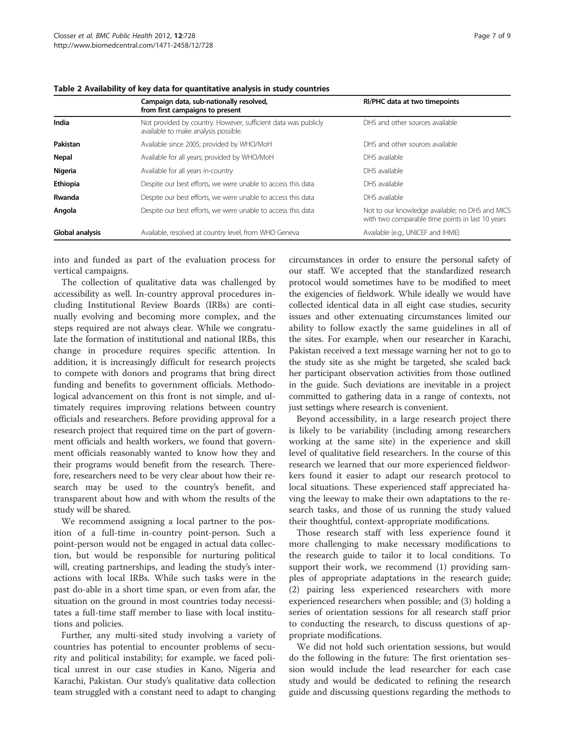**Table 2 Availability of key data for quantitative analysis in study countries**

| | Campaign data, sub-nationally resolved, from first campaigns to present | RI/PHC data at two timepoints |
|---|---|---|
| **India** | Not provided by country. However, sufficient data was publicly available to make analysis possible. | DHS and other sources available |
| **Pakistan** | Available since 2005; provided by WHO/MoH | DHS and other sources available |
| **Nepal** | Available for all years; provided by WHO/MoH | DHS available |
| **Nigeria** | Available for all years in-country | DHS available |
| **Ethiopia** | Despite our best efforts, we were unable to access this data | DHS available |
| **Rwanda** | Despite our best efforts, we were unable to access this data | DHS available |
| **Angola** | Despite our best efforts, we were unable to access this data | Not to our knowledge available; no DHS and MICS with two comparable time points in last 10 years |
| **Global analysis** | Available, resolved at country level, from WHO Geneva | Available (e.g., UNICEF and IHME) |

into and funded as part of the evaluation process for vertical campaigns.

The collection of qualitative data was challenged by accessibility as well. In-country approval procedures including Institutional Review Boards (IRBs) are continually evolving and becoming more complex, and the steps required are not always clear. While we congratulate the formation of institutional and national IRBs, this change in procedure requires specific attention. In addition, it is increasingly difficult for research projects to compete with donors and programs that bring direct funding and benefits to government officials. Methodological advancement on this front is not simple, and ultimately requires improving relations between country officials and researchers. Before providing approval for a research project that required time on the part of government officials and health workers, we found that government officials reasonably wanted to know how they and their programs would benefit from the research. Therefore, researchers need to be very clear about how their research may be used to the country's benefit, and transparent about how and with whom the results of the study will be shared.

We recommend assigning a local partner to the position of a full-time in-country point-person. Such a point-person would not be engaged in actual data collection, but would be responsible for nurturing political will, creating partnerships, and leading the study's interactions with local IRBs. While such tasks were in the past do-able in a short time span, or even from afar, the situation on the ground in most countries today necessitates a full-time staff member to liase with local institutions and policies.

Further, any multi-sited study involving a variety of countries has potential to encounter problems of security and political instability; for example, we faced political unrest in our case studies in Kano, Nigeria and Karachi, Pakistan. Our study's qualitative data collection team struggled with a constant need to adapt to changing circumstances in order to ensure the personal safety of our staff. We accepted that the standardized research protocol would sometimes have to be modified to meet the exigencies of fieldwork. While ideally we would have collected identical data in all eight case studies, security issues and other extenuating circumstances limited our ability to follow exactly the same guidelines in all of the sites. For example, when our researcher in Karachi, Pakistan received a text message warning her not to go to the study site as she might be targeted, she scaled back her participant observation activities from those outlined in the guide. Such deviations are inevitable in a project committed to gathering data in a range of contexts, not just settings where research is convenient.

Beyond accessibility, in a large research project there is likely to be variability (including among researchers working at the same site) in the experience and skill level of qualitative field researchers. In the course of this research we learned that our more experienced fieldworkers found it easier to adapt our research protocol to local situations. These experienced staff appreciated having the leeway to make their own adaptations to the research tasks, and those of us running the study valued their thoughtful, context-appropriate modifications.

Those research staff with less experience found it more challenging to make necessary modifications to the research guide to tailor it to local conditions. To support their work, we recommend (1) providing samples of appropriate adaptations in the research guide; (2) pairing less experienced researchers with more experienced researchers when possible; and (3) holding a series of orientation sessions for all research staff prior to conducting the research, to discuss questions of appropriate modifications.

We did not hold such orientation sessions, but would do the following in the future: The first orientation session would include the lead researcher for each case study and would be dedicated to refining the research guide and discussing questions regarding the methods to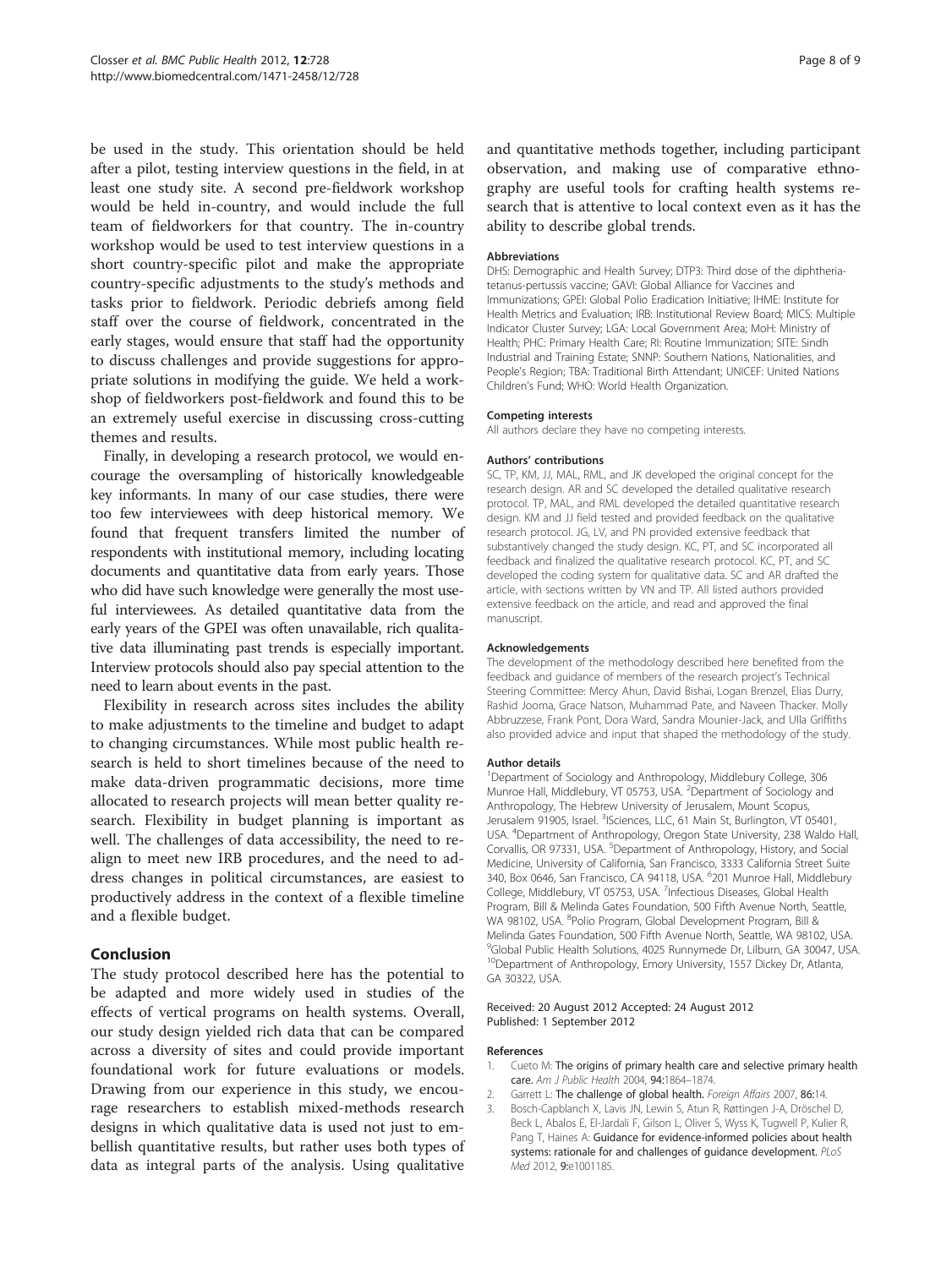be used in the study. This orientation should be held after a pilot, testing interview questions in the field, in at least one study site. A second pre-fieldwork workshop would be held in-country, and would include the full team of fieldworkers for that country. The in-country workshop would be used to test interview questions in a short country-specific pilot and make the appropriate country-specific adjustments to the study's methods and tasks prior to fieldwork. Periodic debriefs among field staff over the course of fieldwork, concentrated in the early stages, would ensure that staff had the opportunity to discuss challenges and provide suggestions for appropriate solutions in modifying the guide. We held a workshop of fieldworkers post-fieldwork and found this to be an extremely useful exercise in discussing cross-cutting themes and results.

Finally, in developing a research protocol, we would encourage the oversampling of historically knowledgeable key informants. In many of our case studies, there were too few interviewees with deep historical memory. We found that frequent transfers limited the number of respondents with institutional memory, including locating documents and quantitative data from early years. Those who did have such knowledge were generally the most useful interviewees. As detailed quantitative data from the early years of the GPEI was often unavailable, rich qualitative data illuminating past trends is especially important. Interview protocols should also pay special attention to the need to learn about events in the past.

Flexibility in research across sites includes the ability to make adjustments to the timeline and budget to adapt to changing circumstances. While most public health research is held to short timelines because of the need to make data-driven programmatic decisions, more time allocated to research projects will mean better quality research. Flexibility in budget planning is important as well. The challenges of data accessibility, the need to re-align to meet new IRB procedures, and the need to address changes in political circumstances, are easiest to productively address in the context of a flexible timeline and a flexible budget.

## Conclusion

The study protocol described here has the potential to be adapted and more widely used in studies of the effects of vertical programs on health systems. Overall, our study design yielded rich data that can be compared across a diversity of sites and could provide important foundational work for future evaluations or models. Drawing from our experience in this study, we encourage researchers to establish mixed-methods research designs in which qualitative data is used not just to embellish quantitative results, but rather uses both types of data as integral parts of the analysis. Using qualitative and quantitative methods together, including participant observation, and making use of comparative ethnography are useful tools for crafting health systems research that is attentive to local context even as it has the ability to describe global trends.

#### Abbreviations

DHS: Demographic and Health Survey; DTP3: Third dose of the diphtheria-tetanus-pertussis vaccine; GAVI: Global Alliance for Vaccines and Immunizations; GPEI: Global Polio Eradication Initiative; IHME: Institute for Health Metrics and Evaluation; IRB: Institutional Review Board; MICS: Multiple Indicator Cluster Survey; LGA: Local Government Area; MoH: Ministry of Health; PHC: Primary Health Care; RI: Routine Immunization; SITE: Sindh Industrial and Training Estate; SNNP: Southern Nations, Nationalities, and People's Region; TBA: Traditional Birth Attendant; UNICEF: United Nations Children's Fund; WHO: World Health Organization.

#### Competing interests

All authors declare they have no competing interests.

#### Authors' contributions

SC, TP, KM, JJ, MAL, RML, and JK developed the original concept for the research design. AR and SC developed the detailed qualitative research protocol. TP, MAL, and RML developed the detailed quantitative research design. KM and JJ field tested and provided feedback on the qualitative research protocol. JG, LV, and PN provided extensive feedback that substantively changed the study design. KC, PT, and SC incorporated all feedback and finalized the qualitative research protocol. KC, PT, and SC developed the coding system for qualitative data. SC and AR drafted the article, with sections written by VN and TP. All listed authors provided extensive feedback on the article, and read and approved the final manuscript.

#### Acknowledgements

The development of the methodology described here benefited from the feedback and guidance of members of the research project's Technical Steering Committee: Mercy Ahun, David Bishai, Logan Brenzel, Elias Durry, Rashid Jooma, Grace Natson, Muhammad Pate, and Naveen Thacker. Molly Abbruzzese, Frank Pont, Dora Ward, Sandra Mounier-Jack, and Ulla Griffiths also provided advice and input that shaped the methodology of the study.

#### Author details

[1]Department of Sociology and Anthropology, Middlebury College, 306 Munroe Hall, Middlebury, VT 05753, USA. [2]Department of Sociology and Anthropology, The Hebrew University of Jerusalem, Mount Scopus, Jerusalem 91905, Israel. [3]ISciences, LLC, 61 Main St, Burlington, VT 05401, USA. [4]Department of Anthropology, Oregon State University, 238 Waldo Hall, Corvallis, OR 97331, USA. [5]Department of Anthropology, History, and Social Medicine, University of California, San Francisco, 3333 California Street Suite 340, Box 0646, San Francisco, CA 94118, USA. [6]201 Munroe Hall, Middlebury College, Middlebury, VT 05753, USA. [7]Infectious Diseases, Global Health Program, Bill & Melinda Gates Foundation, 500 Fifth Avenue North, Seattle, WA 98102, USA. [8]Polio Program, Global Development Program, Bill & Melinda Gates Foundation, 500 Fifth Avenue North, Seattle, WA 98102, USA. [9]Global Public Health Solutions, 4025 Runnymede Dr, Lilburn, GA 30047, USA. [10]Department of Anthropology, Emory University, 1557 Dickey Dr, Atlanta, GA 30322, USA.

Received: 20 August 2012 Accepted: 24 August 2012
Published: 1 September 2012

#### References

1. Cueto M: **The origins of primary health care and selective primary health care.** *Am J Public Health* 2004, **94:**1864–1874.
2. Garrett L: **The challenge of global health.** *Foreign Affairs* 2007, **86:**14.
3. Bosch-Capblanch X, Lavis JN, Lewin S, Atun R, Røttingen J-A, Dröschel D, Beck L, Abalos E, El-Jardali F, Gilson L, Oliver S, Wyss K, Tugwell P, Kulier R, Pang T, Haines A: **Guidance for evidence-informed policies about health systems: rationale for and challenges of guidance development.** *PLoS Med* 2012, **9:**e1001185.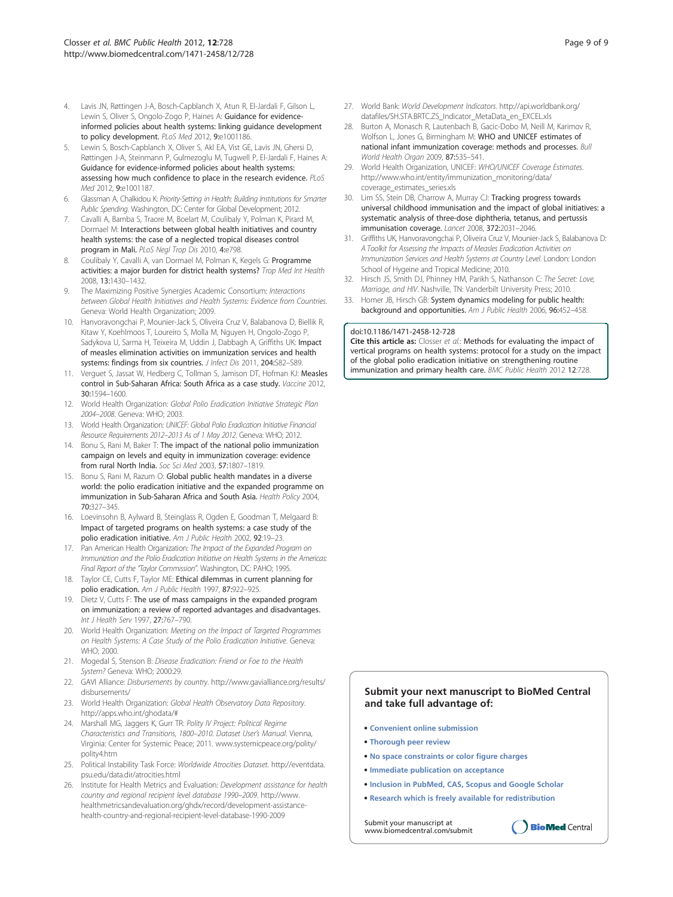4. Lavis JN, Røttingen J-A, Bosch-Capblanch X, Atun R, El-Jardali F, Gilson L, Lewin S, Oliver S, Ongolo-Zogo P, Haines A: **Guidance for evidence-informed policies about health systems: linking guidance development to policy development.** *PLoS Med* 2012, **9:**e1001186.
5. Lewin S, Bosch-Capblanch X, Oliver S, Akl EA, Vist GE, Lavis JN, Ghersi D, Røttingen J-A, Steinmann P, Gulmezoglu M, Tugwell P, El-Jardali F, Haines A: **Guidance for evidence-informed policies about health systems: assessing how much confidence to place in the research evidence.** *PLoS Med* 2012, **9:**e1001187.
6. Glassman A, Chalkidou K: *Priority-Setting in Health: Building Institutions for Smarter Public Spending.* Washington, DC: Center for Global Development; 2012.
7. Cavalli A, Bamba S, Traore M, Boelart M, Coulibaly Y, Polman K, Pirard M, Dormael M: **Interactions between global health initiatives and country health systems: the case of a neglected tropical diseases control program in Mali.** *PLoS Negl Trop Dis* 2010, **4:**e798.
8. Coulibaly Y, Cavalli A, van Dormael M, Polman K, Kegels G: **Programme activities: a major burden for district health systems?** *Trop Med Int Health* 2008, **13:**1430–1432.
9. The Maximizing Positive Synergies Academic Consortium: *Interactions between Global Health Initiatives and Health Systems: Evidence from Countries.* Geneva: World Health Organization; 2009.
10. Hanvoravongchai P, Mounier-Jack S, Oliveira Cruz V, Balabanova D, Biellik R, Kitaw Y, Koehlmoos T, Loureiro S, Molla M, Nguyen H, Ongolo-Zogo P, Sadykova U, Sarma H, Teixeira M, Uddin J, Dabbagh A, Griffiths UK: **Impact of measles elimination activities on immunization services and health systems: findings from six countries.** *J Infect Dis* 2011, **204:**S82–S89.
11. Verguet S, Jassat W, Hedberg C, Tollman S, Jamison DT, Hofman KJ: **Measles control in Sub-Saharan Africa: South Africa as a case study.** *Vaccine* 2012, **30:**1594–1600.
12. World Health Organization: *Global Polio Eradication Initiative Strategic Plan 2004–2008.* Geneva: WHO; 2003.
13. World Health Organization: *UNICEF: Global Polio Eradication Initiative Financial Resource Requirements 2012–2013 As of 1 May 2012.* Geneva: WHO; 2012.
14. Bonu S, Rani M, Baker T: **The impact of the national polio immunization campaign on levels and equity in immunization coverage: evidence from rural North India.** *Soc Sci Med* 2003, **57:**1807–1819.
15. Bonu S, Rani M, Razum O: **Global public health mandates in a diverse world: the polio eradication initiative and the expanded programme on immunization in Sub-Saharan Africa and South Asia.** *Health Policy* 2004, **70:**327–345.
16. Loevinsohn B, Aylward B, Steinglass R, Ogden E, Goodman T, Melgaard B: **Impact of targeted programs on health systems: a case study of the polio eradication initiative.** *Am J Public Health* 2002, **92:**19–23.
17. Pan American Health Organization: *The Impact of the Expanded Program on Immuniztion and the Polio Eradication Initiative on Health Systems in the Americas: Final Report of the "Taylor Commission".* Washington, DC: PAHO; 1995.
18. Taylor CE, Cutts F, Taylor ME: **Ethical dilemmas in current planning for polio eradication.** *Am J Public Health* 1997, **87:**922–925.
19. Dietz V, Cutts F: **The use of mass campaigns in the expanded program on immunization: a review of reported advantages and disadvantages.** *Int J Health Serv* 1997, **27:**767–790.
20. World Health Organization: *Meeting on the Impact of Targeted Programmes on Health Systems: A Case Study of the Polio Eradication Initiative.* Geneva: WHO; 2000.
21. Mogedal S, Stenson B: *Disease Eradication: Friend or Foe to the Health System?* Geneva: WHO; 2000:29.
22. GAVI Alliance: *Disbursements by country.* http://www.gavialliance.org/results/disbursements/
23. World Health Organization: *Global Health Observatory Data Repository.* http://apps.who.int/ghodata/#
24. Marshall MG, Jaggers K, Gurr TR: *Polity IV Project: Political Regime Characteristics and Transitions, 1800–2010. Dataset User's Manual.* Vienna, Virginia: Center for Systemic Peace; 2011. www.systemicpeace.org/polity/polity4.htm
25. Political Instability Task Force: *Worldwide Atrocities Dataset.* http://eventdata.psu.edu/data.dir/atrocities.html
26. Institute for Health Metrics and Evaluation: *Development assistance for health country and regional recipient level database 1990–2009.* http://www.healthmetricsandevaluation.org/ghdx/record/development-assistance-health-country-and-regional-recipient-level-database-1990-2009
27. World Bank: *World Development Indicators.* http://api.worldbank.org/datafiles/SH.STA.BRTC.ZS_Indicator_MetaData_en_EXCEL.xls
28. Burton A, Monasch R, Lautenbach B, Gacic-Dobo M, Neill M, Karimov R, Wolfson L, Jones G, Birmingham M: **WHO and UNICEF estimates of national infant immunization coverage: methods and processes.** *Bull World Health Organ* 2009, **87:**535–541.
29. World Health Organization, UNICEF: *WHO/UNICEF Coverage Estimates.* http://www.who.int/entity/immunization_monitoring/data/coverage_estimates_series.xls
30. Lim SS, Stein DB, Charrow A, Murray CJ: **Tracking progress towards universal childhood immunisation and the impact of global initiatives: a systematic analysis of three-dose diphtheria, tetanus, and pertussis immunisation coverage.** *Lancet* 2008, **372:**2031–2046.
31. Griffiths UK, Hanvoravongchai P, Oliveira Cruz V, Mounier-Jack S, Balabanova D: *A Toolkit for Assessing the Impacts of Measles Eradication Activities on Immunization Services and Health Systems at Country Level.* London: London School of Hygeine and Tropical Medicine; 2010.
32. Hirsch JS, Smith DJ, Phinney HM, Parikh S, Nathanson C: *The Secret: Love, Marriage, and HIV.* Nashville, TN: Vanderbilt University Press; 2010.
33. Homer JB, Hirsch GB: **System dynamics modeling for public health: background and opportunities.** *Am J Public Health* 2006, **96:**452–458.

doi:10.1186/1471-2458-12-728

**Cite this article as:** Closser *et al.*: Methods for evaluating the impact of vertical programs on health systems: protocol for a study on the impact of the global polio eradication initiative on strengthening routine immunization and primary health care. *BMC Public Health* 2012 **12**:728.

**Submit your next manuscript to BioMed Central and take full advantage of:**

- Convenient online submission
- Thorough peer review
- No space constraints or color figure charges
- Immediate publication on acceptance
- Inclusion in PubMed, CAS, Scopus and Google Scholar
- Research which is freely available for redistribution

Submit your manuscript at www.biomedcentral.com/submit

BioMed Central